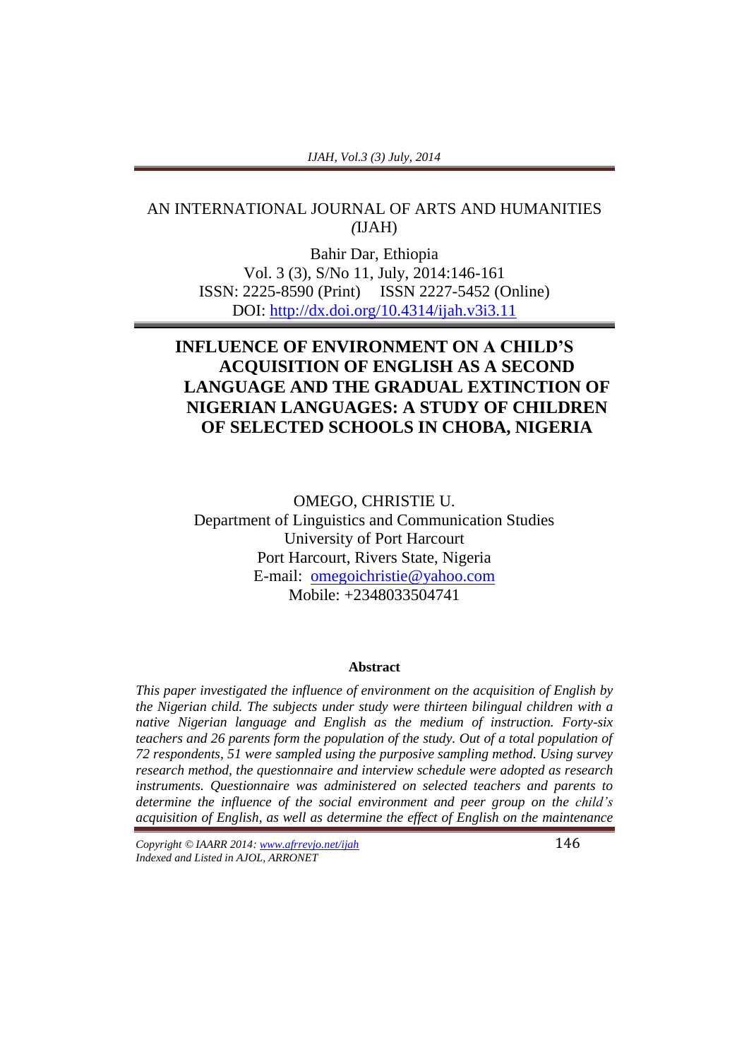AN INTERNATIONAL JOURNAL OF ARTS AND HUMANITIES (IJAH)

Bahir Dar, Ethiopia
Vol. 3 (3), S/No 11, July, 2014:146-161
ISSN: 2225-8590 (Print) ISSN 2227-5452 (Online)
DOI: http://dx.doi.org/10.4314/ijah.v3i3.11

# INFLUENCE OF ENVIRONMENT ON A CHILD'S ACQUISITION OF ENGLISH AS A SECOND LANGUAGE AND THE GRADUAL EXTINCTION OF NIGERIAN LANGUAGES: A STUDY OF CHILDREN OF SELECTED SCHOOLS IN CHOBA, NIGERIA

OMEGO, CHRISTIE U.
Department of Linguistics and Communication Studies
University of Port Harcourt
Port Harcourt, Rivers State, Nigeria
E-mail: omegoichristie@yahoo.com
Mobile: +2348033504741

## Abstract

*This paper investigated the influence of environment on the acquisition of English by the Nigerian child. The subjects under study were thirteen bilingual children with a native Nigerian language and English as the medium of instruction. Forty-six teachers and 26 parents form the population of the study. Out of a total population of 72 respondents, 51 were sampled using the purposive sampling method. Using survey research method, the questionnaire and interview schedule were adopted as research instruments. Questionnaire was administered on selected teachers and parents to determine the influence of the social environment and peer group on the child's acquisition of English, as well as determine the effect of English on the maintenance*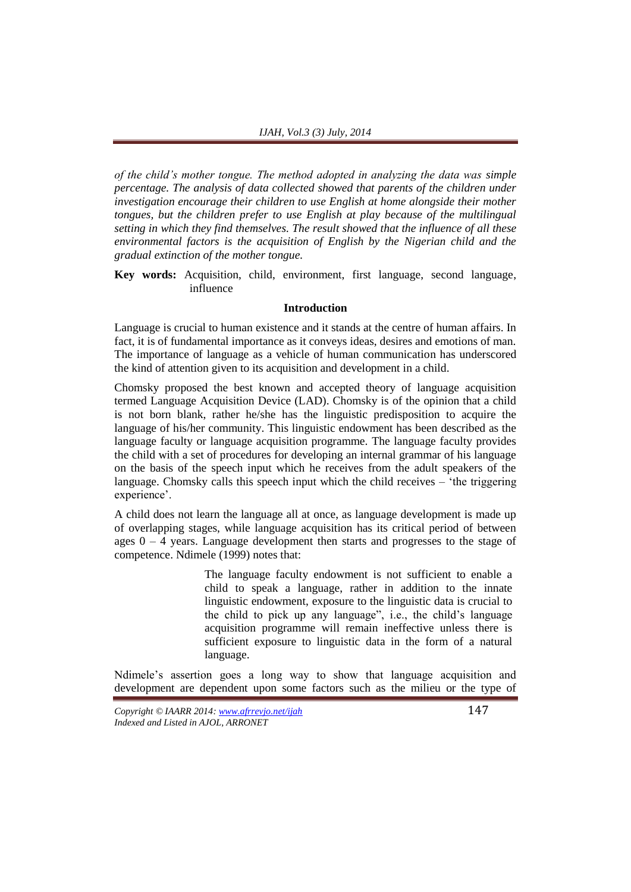*of the child's mother tongue. The method adopted in analyzing the data was simple percentage. The analysis of data collected showed that parents of the children under investigation encourage their children to use English at home alongside their mother tongues, but the children prefer to use English at play because of the multilingual setting in which they find themselves. The result showed that the influence of all these environmental factors is the acquisition of English by the Nigerian child and the gradual extinction of the mother tongue.*

**Key words:** Acquisition, child, environment, first language, second language, influence

## Introduction

Language is crucial to human existence and it stands at the centre of human affairs. In fact, it is of fundamental importance as it conveys ideas, desires and emotions of man. The importance of language as a vehicle of human communication has underscored the kind of attention given to its acquisition and development in a child.

Chomsky proposed the best known and accepted theory of language acquisition termed Language Acquisition Device (LAD). Chomsky is of the opinion that a child is not born blank, rather he/she has the linguistic predisposition to acquire the language of his/her community. This linguistic endowment has been described as the language faculty or language acquisition programme. The language faculty provides the child with a set of procedures for developing an internal grammar of his language on the basis of the speech input which he receives from the adult speakers of the language. Chomsky calls this speech input which the child receives – 'the triggering experience'.

A child does not learn the language all at once, as language development is made up of overlapping stages, while language acquisition has its critical period of between ages 0 – 4 years. Language development then starts and progresses to the stage of competence. Ndimele (1999) notes that:

> The language faculty endowment is not sufficient to enable a child to speak a language, rather in addition to the innate linguistic endowment, exposure to the linguistic data is crucial to the child to pick up any language", i.e., the child's language acquisition programme will remain ineffective unless there is sufficient exposure to linguistic data in the form of a natural language.

Ndimele's assertion goes a long way to show that language acquisition and development are dependent upon some factors such as the milieu or the type of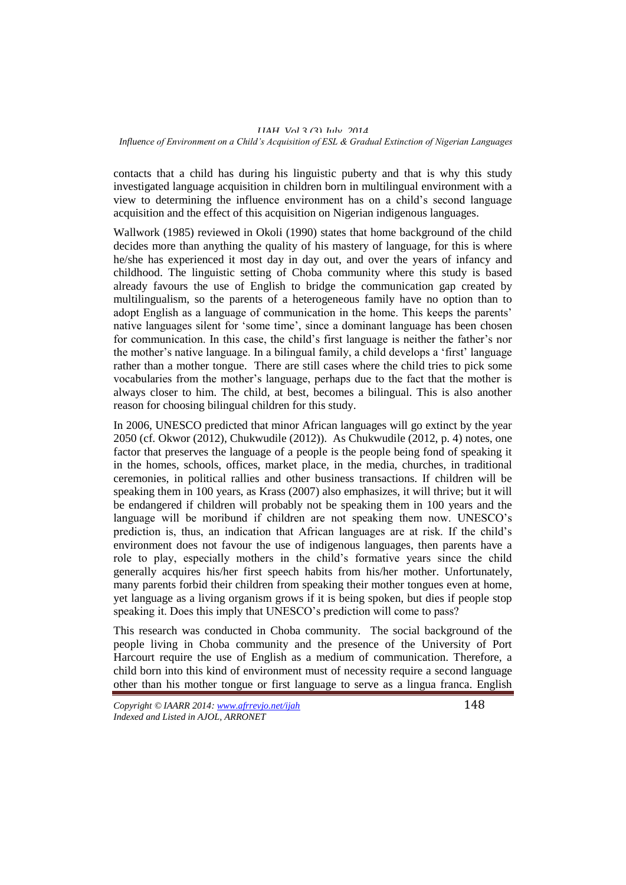contacts that a child has during his linguistic puberty and that is why this study investigated language acquisition in children born in multilingual environment with a view to determining the influence environment has on a child's second language acquisition and the effect of this acquisition on Nigerian indigenous languages.

Wallwork (1985) reviewed in Okoli (1990) states that home background of the child decides more than anything the quality of his mastery of language, for this is where he/she has experienced it most day in day out, and over the years of infancy and childhood. The linguistic setting of Choba community where this study is based already favours the use of English to bridge the communication gap created by multilingualism, so the parents of a heterogeneous family have no option than to adopt English as a language of communication in the home. This keeps the parents' native languages silent for 'some time', since a dominant language has been chosen for communication. In this case, the child's first language is neither the father's nor the mother's native language. In a bilingual family, a child develops a 'first' language rather than a mother tongue. There are still cases where the child tries to pick some vocabularies from the mother's language, perhaps due to the fact that the mother is always closer to him. The child, at best, becomes a bilingual. This is also another reason for choosing bilingual children for this study.

In 2006, UNESCO predicted that minor African languages will go extinct by the year 2050 (cf. Okwor (2012), Chukwudile (2012)). As Chukwudile (2012, p. 4) notes, one factor that preserves the language of a people is the people being fond of speaking it in the homes, schools, offices, market place, in the media, churches, in traditional ceremonies, in political rallies and other business transactions. If children will be speaking them in 100 years, as Krass (2007) also emphasizes, it will thrive; but it will be endangered if children will probably not be speaking them in 100 years and the language will be moribund if children are not speaking them now. UNESCO's prediction is, thus, an indication that African languages are at risk. If the child's environment does not favour the use of indigenous languages, then parents have a role to play, especially mothers in the child's formative years since the child generally acquires his/her first speech habits from his/her mother. Unfortunately, many parents forbid their children from speaking their mother tongues even at home, yet language as a living organism grows if it is being spoken, but dies if people stop speaking it. Does this imply that UNESCO's prediction will come to pass?

This research was conducted in Choba community. The social background of the people living in Choba community and the presence of the University of Port Harcourt require the use of English as a medium of communication. Therefore, a child born into this kind of environment must of necessity require a second language other than his mother tongue or first language to serve as a lingua franca. English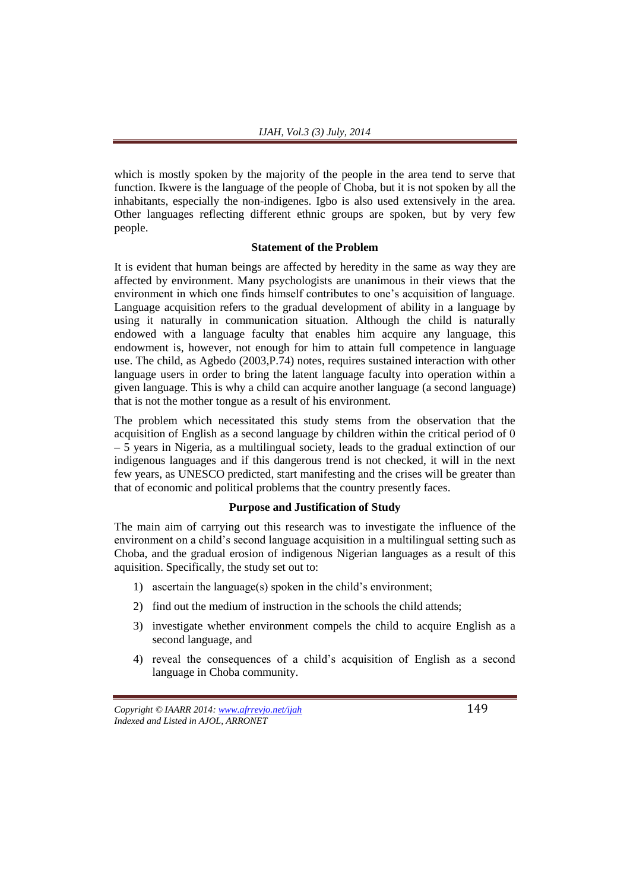which is mostly spoken by the majority of the people in the area tend to serve that function. Ikwere is the language of the people of Choba, but it is not spoken by all the inhabitants, especially the non-indigenes. Igbo is also used extensively in the area. Other languages reflecting different ethnic groups are spoken, but by very few people.

### Statement of the Problem

It is evident that human beings are affected by heredity in the same as way they are affected by environment. Many psychologists are unanimous in their views that the environment in which one finds himself contributes to one's acquisition of language. Language acquisition refers to the gradual development of ability in a language by using it naturally in communication situation. Although the child is naturally endowed with a language faculty that enables him acquire any language, this endowment is, however, not enough for him to attain full competence in language use. The child, as Agbedo (2003,P.74) notes, requires sustained interaction with other language users in order to bring the latent language faculty into operation within a given language. This is why a child can acquire another language (a second language) that is not the mother tongue as a result of his environment.

The problem which necessitated this study stems from the observation that the acquisition of English as a second language by children within the critical period of 0 – 5 years in Nigeria, as a multilingual society, leads to the gradual extinction of our indigenous languages and if this dangerous trend is not checked, it will in the next few years, as UNESCO predicted, start manifesting and the crises will be greater than that of economic and political problems that the country presently faces.

### Purpose and Justification of Study

The main aim of carrying out this research was to investigate the influence of the environment on a child's second language acquisition in a multilingual setting such as Choba, and the gradual erosion of indigenous Nigerian languages as a result of this aquisition. Specifically, the study set out to:

1) ascertain the language(s) spoken in the child's environment;
2) find out the medium of instruction in the schools the child attends;
3) investigate whether environment compels the child to acquire English as a second language, and
4) reveal the consequences of a child's acquisition of English as a second language in Choba community.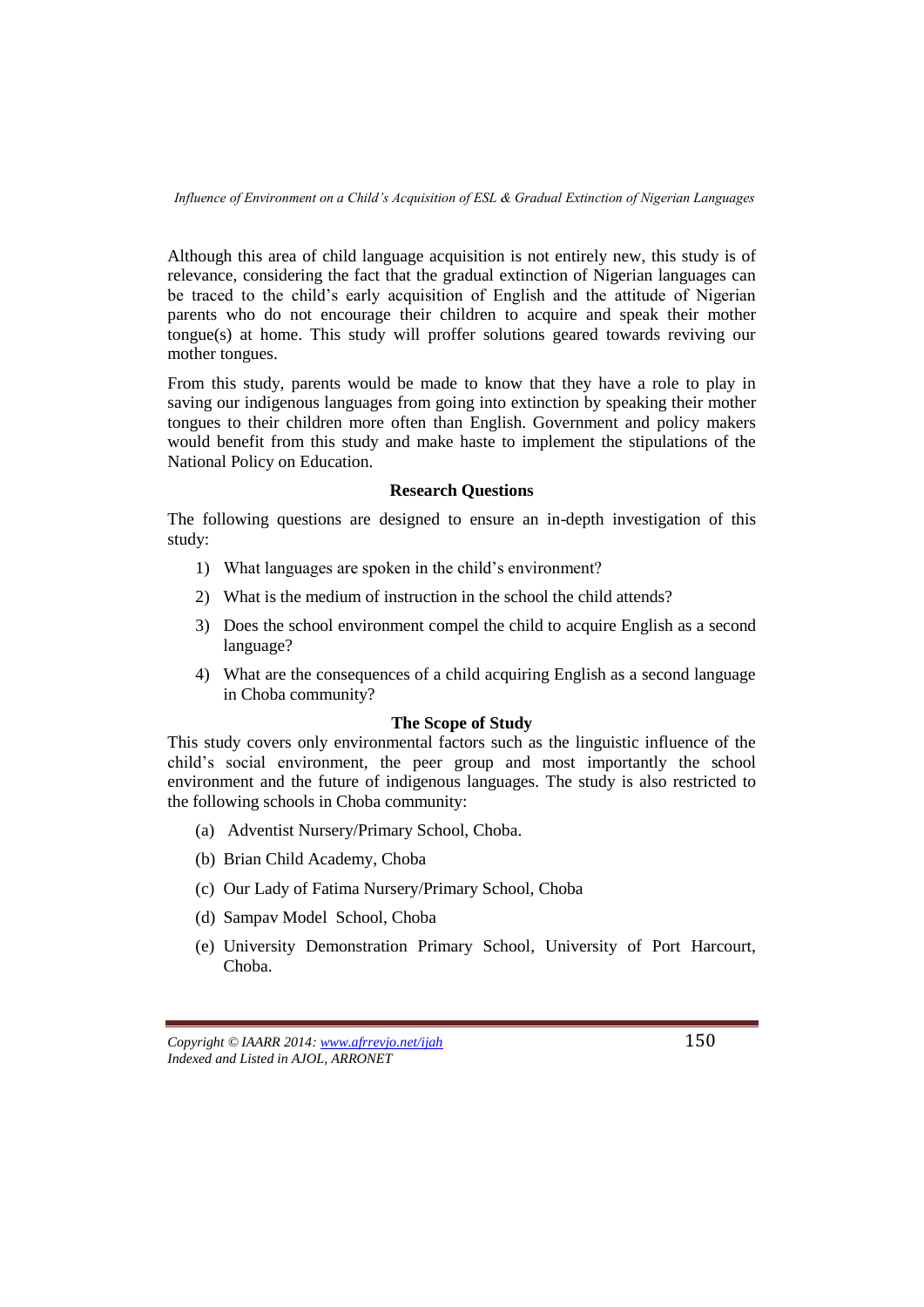Although this area of child language acquisition is not entirely new, this study is of relevance, considering the fact that the gradual extinction of Nigerian languages can be traced to the child's early acquisition of English and the attitude of Nigerian parents who do not encourage their children to acquire and speak their mother tongue(s) at home. This study will proffer solutions geared towards reviving our mother tongues.

From this study, parents would be made to know that they have a role to play in saving our indigenous languages from going into extinction by speaking their mother tongues to their children more often than English. Government and policy makers would benefit from this study and make haste to implement the stipulations of the National Policy on Education.

## Research Questions

The following questions are designed to ensure an in-depth investigation of this study:

1) What languages are spoken in the child's environment?
2) What is the medium of instruction in the school the child attends?
3) Does the school environment compel the child to acquire English as a second language?
4) What are the consequences of a child acquiring English as a second language in Choba community?

## The Scope of Study

This study covers only environmental factors such as the linguistic influence of the child's social environment, the peer group and most importantly the school environment and the future of indigenous languages. The study is also restricted to the following schools in Choba community:

(a) Adventist Nursery/Primary School, Choba.

(b) Brian Child Academy, Choba

(c) Our Lady of Fatima Nursery/Primary School, Choba

(d) Sampav Model School, Choba

(e) University Demonstration Primary School, University of Port Harcourt, Choba.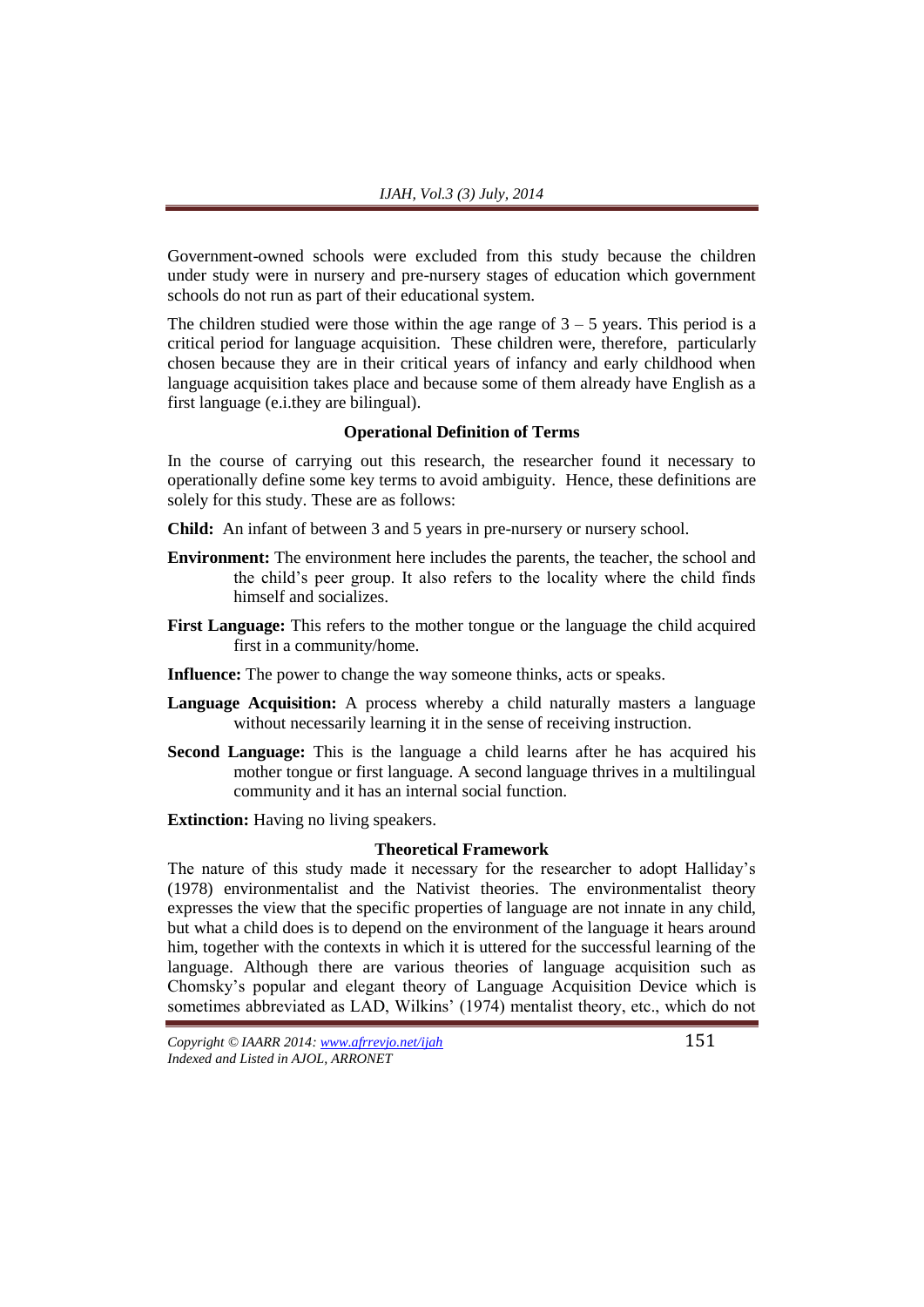Government-owned schools were excluded from this study because the children under study were in nursery and pre-nursery stages of education which government schools do not run as part of their educational system.

The children studied were those within the age range of 3 – 5 years. This period is a critical period for language acquisition. These children were, therefore, particularly chosen because they are in their critical years of infancy and early childhood when language acquisition takes place and because some of them already have English as a first language (e.i.they are bilingual).

### Operational Definition of Terms

In the course of carrying out this research, the researcher found it necessary to operationally define some key terms to avoid ambiguity. Hence, these definitions are solely for this study. These are as follows:

**Child:** An infant of between 3 and 5 years in pre-nursery or nursery school.

**Environment:** The environment here includes the parents, the teacher, the school and the child's peer group. It also refers to the locality where the child finds himself and socializes.

**First Language:** This refers to the mother tongue or the language the child acquired first in a community/home.

**Influence:** The power to change the way someone thinks, acts or speaks.

**Language Acquisition:** A process whereby a child naturally masters a language without necessarily learning it in the sense of receiving instruction.

**Second Language:** This is the language a child learns after he has acquired his mother tongue or first language. A second language thrives in a multilingual community and it has an internal social function.

**Extinction:** Having no living speakers.

### Theoretical Framework

The nature of this study made it necessary for the researcher to adopt Halliday's (1978) environmentalist and the Nativist theories. The environmentalist theory expresses the view that the specific properties of language are not innate in any child, but what a child does is to depend on the environment of the language it hears around him, together with the contexts in which it is uttered for the successful learning of the language. Although there are various theories of language acquisition such as Chomsky's popular and elegant theory of Language Acquisition Device which is sometimes abbreviated as LAD, Wilkins' (1974) mentalist theory, etc., which do not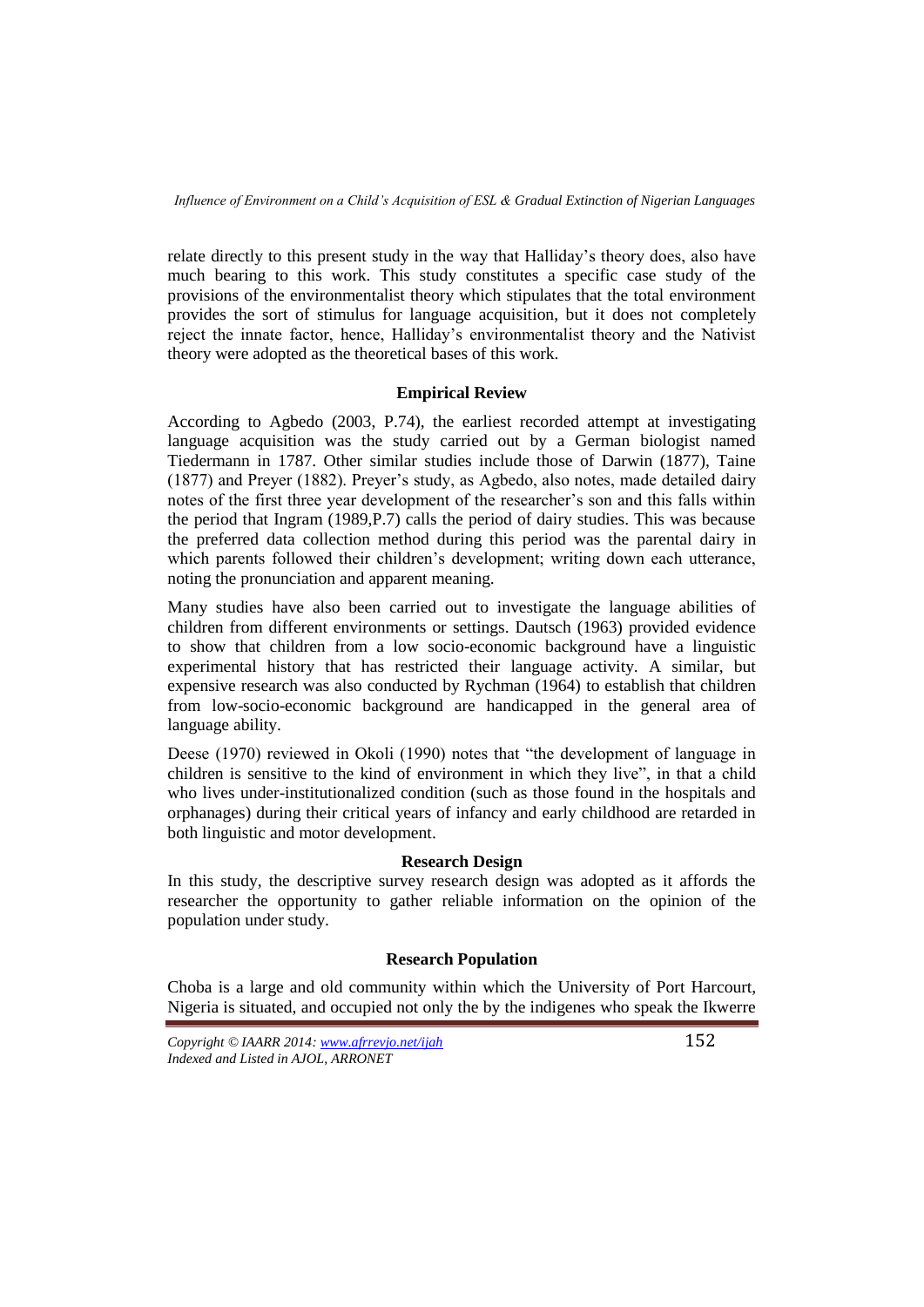relate directly to this present study in the way that Halliday's theory does, also have much bearing to this work. This study constitutes a specific case study of the provisions of the environmentalist theory which stipulates that the total environment provides the sort of stimulus for language acquisition, but it does not completely reject the innate factor, hence, Halliday's environmentalist theory and the Nativist theory were adopted as the theoretical bases of this work.

## Empirical Review

According to Agbedo (2003, P.74), the earliest recorded attempt at investigating language acquisition was the study carried out by a German biologist named Tiedermann in 1787. Other similar studies include those of Darwin (1877), Taine (1877) and Preyer (1882). Preyer's study, as Agbedo, also notes, made detailed dairy notes of the first three year development of the researcher's son and this falls within the period that Ingram (1989,P.7) calls the period of dairy studies. This was because the preferred data collection method during this period was the parental dairy in which parents followed their children's development; writing down each utterance, noting the pronunciation and apparent meaning.

Many studies have also been carried out to investigate the language abilities of children from different environments or settings. Dautsch (1963) provided evidence to show that children from a low socio-economic background have a linguistic experimental history that has restricted their language activity. A similar, but expensive research was also conducted by Rychman (1964) to establish that children from low-socio-economic background are handicapped in the general area of language ability.

Deese (1970) reviewed in Okoli (1990) notes that "the development of language in children is sensitive to the kind of environment in which they live", in that a child who lives under-institutionalized condition (such as those found in the hospitals and orphanages) during their critical years of infancy and early childhood are retarded in both linguistic and motor development.

## Research Design

In this study, the descriptive survey research design was adopted as it affords the researcher the opportunity to gather reliable information on the opinion of the population under study.

## Research Population

Choba is a large and old community within which the University of Port Harcourt, Nigeria is situated, and occupied not only the by the indigenes who speak the Ikwerre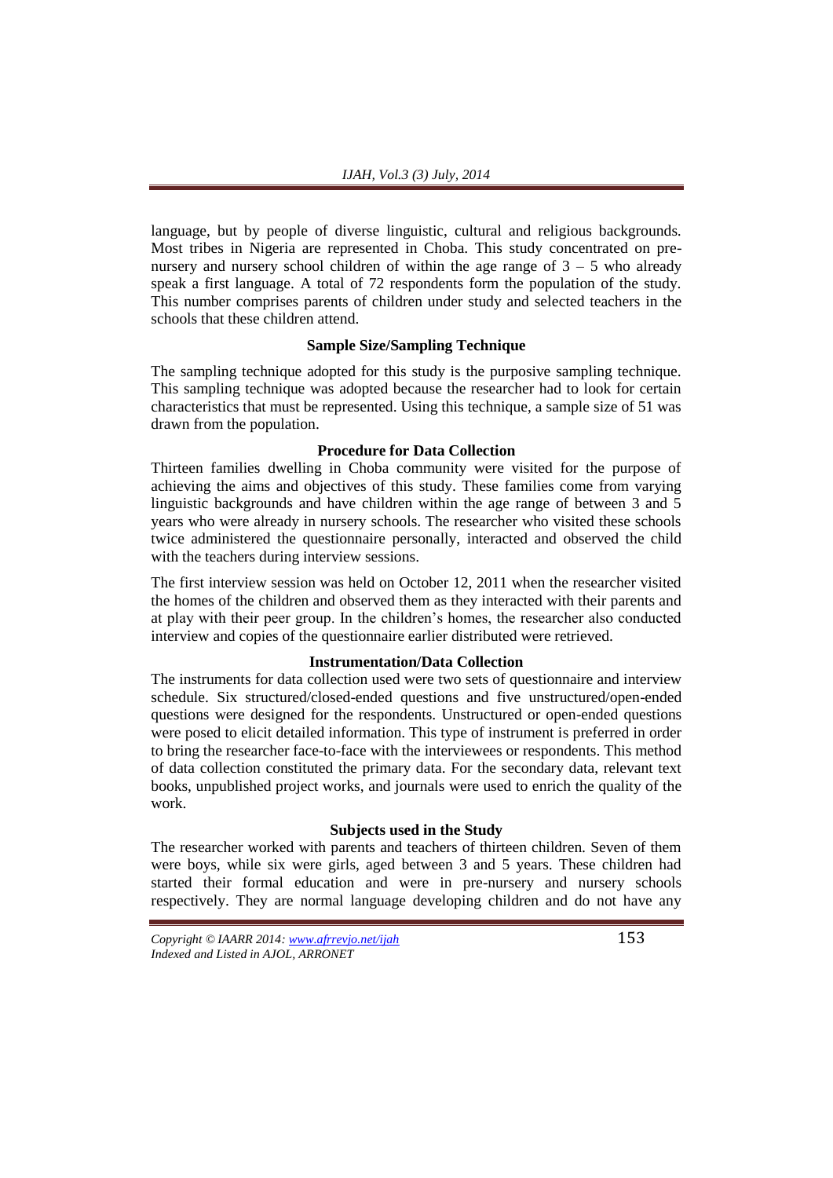language, but by people of diverse linguistic, cultural and religious backgrounds. Most tribes in Nigeria are represented in Choba. This study concentrated on pre-nursery and nursery school children of within the age range of 3 – 5 who already speak a first language. A total of 72 respondents form the population of the study. This number comprises parents of children under study and selected teachers in the schools that these children attend.

### Sample Size/Sampling Technique

The sampling technique adopted for this study is the purposive sampling technique. This sampling technique was adopted because the researcher had to look for certain characteristics that must be represented. Using this technique, a sample size of 51 was drawn from the population.

### Procedure for Data Collection

Thirteen families dwelling in Choba community were visited for the purpose of achieving the aims and objectives of this study. These families come from varying linguistic backgrounds and have children within the age range of between 3 and 5 years who were already in nursery schools. The researcher who visited these schools twice administered the questionnaire personally, interacted and observed the child with the teachers during interview sessions.

The first interview session was held on October 12, 2011 when the researcher visited the homes of the children and observed them as they interacted with their parents and at play with their peer group. In the children's homes, the researcher also conducted interview and copies of the questionnaire earlier distributed were retrieved.

### Instrumentation/Data Collection

The instruments for data collection used were two sets of questionnaire and interview schedule. Six structured/closed-ended questions and five unstructured/open-ended questions were designed for the respondents. Unstructured or open-ended questions were posed to elicit detailed information. This type of instrument is preferred in order to bring the researcher face-to-face with the interviewees or respondents. This method of data collection constituted the primary data. For the secondary data, relevant text books, unpublished project works, and journals were used to enrich the quality of the work.

### Subjects used in the Study

The researcher worked with parents and teachers of thirteen children. Seven of them were boys, while six were girls, aged between 3 and 5 years. These children had started their formal education and were in pre-nursery and nursery schools respectively. They are normal language developing children and do not have any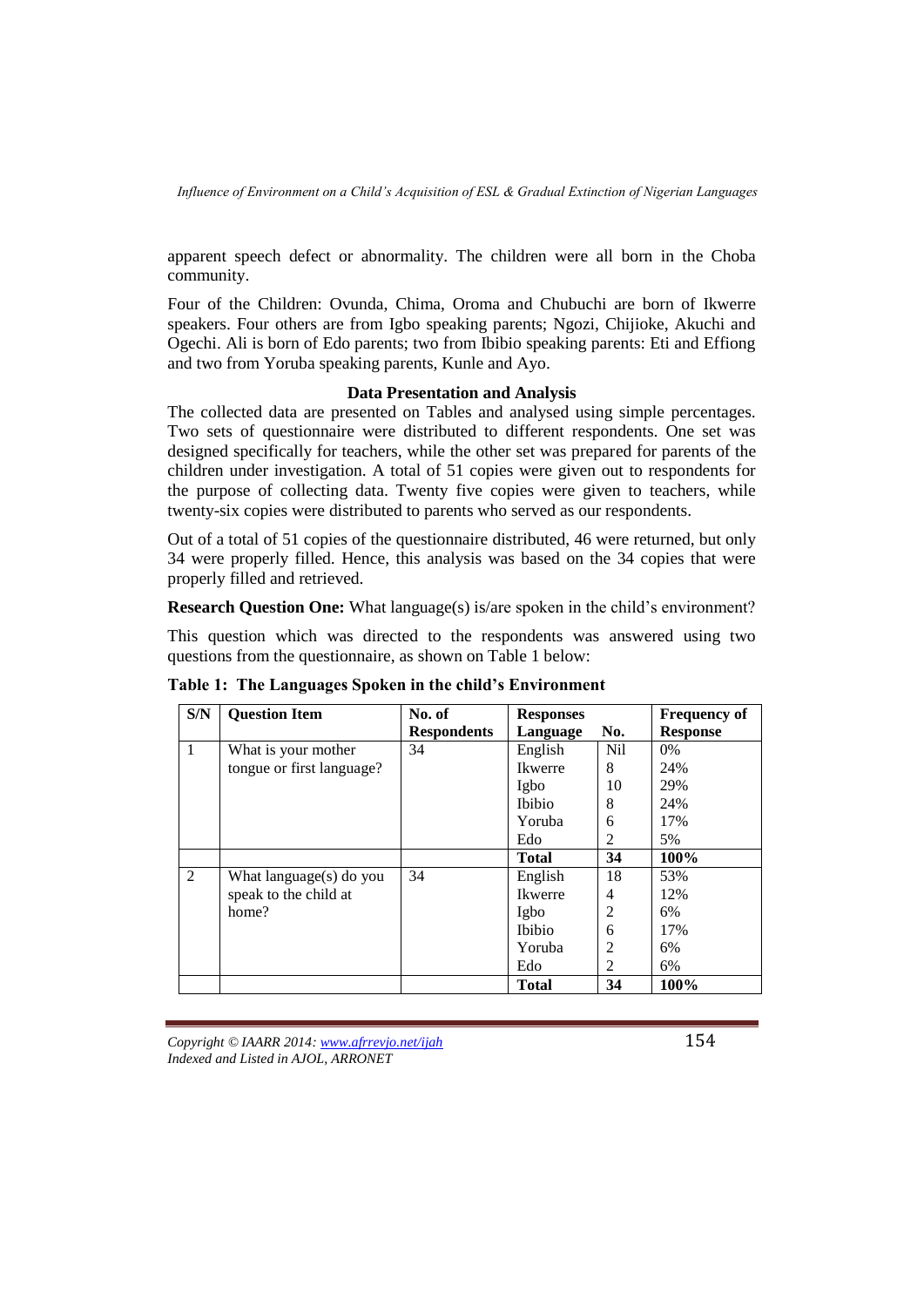apparent speech defect or abnormality. The children were all born in the Choba community.

Four of the Children: Ovunda, Chima, Oroma and Chubuchi are born of Ikwerre speakers. Four others are from Igbo speaking parents; Ngozi, Chijioke, Akuchi and Ogechi. Ali is born of Edo parents; two from Ibibio speaking parents: Eti and Effiong and two from Yoruba speaking parents, Kunle and Ayo.

### Data Presentation and Analysis

The collected data are presented on Tables and analysed using simple percentages. Two sets of questionnaire were distributed to different respondents. One set was designed specifically for teachers, while the other set was prepared for parents of the children under investigation. A total of 51 copies were given out to respondents for the purpose of collecting data. Twenty five copies were given to teachers, while twenty-six copies were distributed to parents who served as our respondents.

Out of a total of 51 copies of the questionnaire distributed, 46 were returned, but only 34 were properly filled. Hence, this analysis was based on the 34 copies that were properly filled and retrieved.

**Research Question One:** What language(s) is/are spoken in the child's environment?

This question which was directed to the respondents was answered using two questions from the questionnaire, as shown on Table 1 below:

**Table 1: The Languages Spoken in the child's Environment**

| S/N | Question Item | No. of Respondents | Responses Language | No. | Frequency of Response |
|---|---|---|---|---|---|
| 1 | What is your mother tongue or first language? | 34 | English | Nil | 0% |
| | | | Ikwerre | 8 | 24% |
| | | | Igbo | 10 | 29% |
| | | | Ibibio | 8 | 24% |
| | | | Yoruba | 6 | 17% |
| | | | Edo | 2 | 5% |
| | | | **Total** | **34** | **100%** |
| 2 | What language(s) do you speak to the child at home? | 34 | English | 18 | 53% |
| | | | Ikwerre | 4 | 12% |
| | | | Igbo | 2 | 6% |
| | | | Ibibio | 6 | 17% |
| | | | Yoruba | 2 | 6% |
| | | | Edo | 2 | 6% |
| | | | **Total** | **34** | **100%** |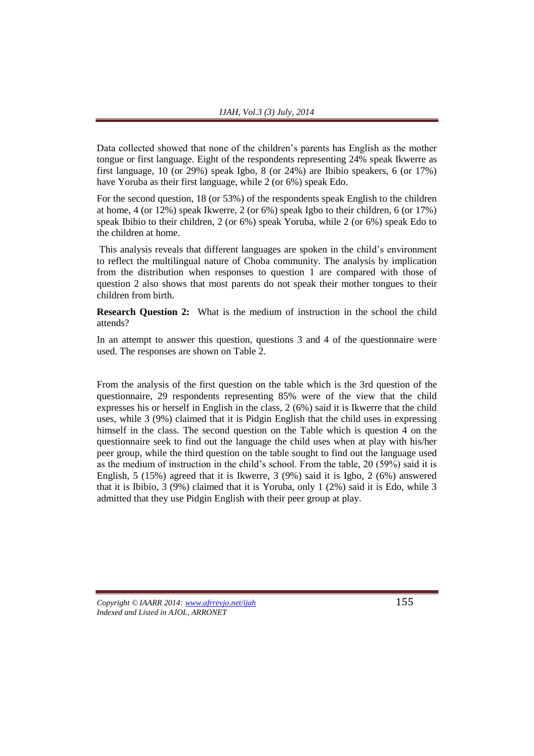Data collected showed that none of the children's parents has English as the mother tongue or first language. Eight of the respondents representing 24% speak Ikwerre as first language, 10 (or 29%) speak Igbo, 8 (or 24%) are Ibibio speakers, 6 (or 17%) have Yoruba as their first language, while 2 (or 6%) speak Edo.

For the second question, 18 (or 53%) of the respondents speak English to the children at home, 4 (or 12%) speak Ikwerre, 2 (or 6%) speak Igbo to their children, 6 (or 17%) speak Ibibio to their children, 2 (or 6%) speak Yoruba, while 2 (or 6%) speak Edo to the children at home.

This analysis reveals that different languages are spoken in the child's environment to reflect the multilingual nature of Choba community. The analysis by implication from the distribution when responses to question 1 are compared with those of question 2 also shows that most parents do not speak their mother tongues to their children from birth.

**Research Question 2:** What is the medium of instruction in the school the child attends?

In an attempt to answer this question, questions 3 and 4 of the questionnaire were used. The responses are shown on Table 2.

From the analysis of the first question on the table which is the 3rd question of the questionnaire, 29 respondents representing 85% were of the view that the child expresses his or herself in English in the class, 2 (6%) said it is Ikwerre that the child uses, while 3 (9%) claimed that it is Pidgin English that the child uses in expressing himself in the class. The second question on the Table which is question 4 on the questionnaire seek to find out the language the child uses when at play with his/her peer group, while the third question on the table sought to find out the language used as the medium of instruction in the child's school. From the table, 20 (59%) said it is English, 5 (15%) agreed that it is Ikwerre, 3 (9%) said it is Igbo, 2 (6%) answered that it is Ibibio, 3 (9%) claimed that it is Yoruba, only 1 (2%) said it is Edo, while 3 admitted that they use Pidgin English with their peer group at play.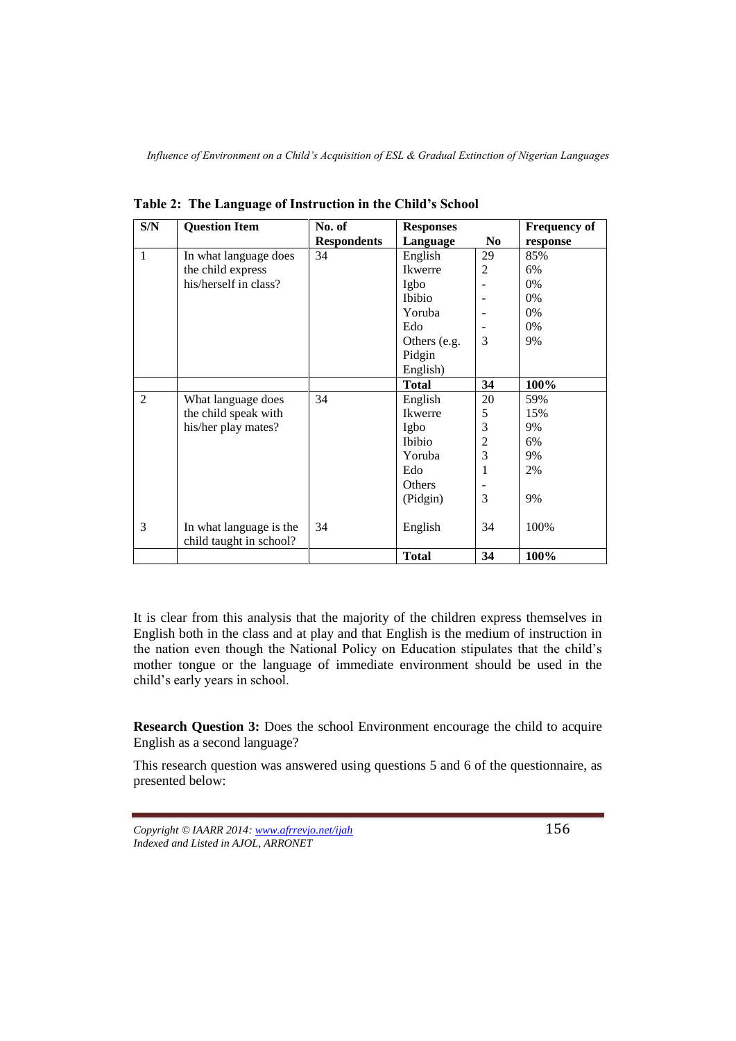**Table 2: The Language of Instruction in the Child's School**

| S/N | Question Item | No. of Respondents | Responses Language | No | Frequency of response |
|---|---|---|---|---|---|
| 1 | In what language does the child express his/herself in class? | 34 | English | 29 | 85% |
| | | | Ikwerre | 2 | 6% |
| | | | Igbo | - | 0% |
| | | | Ibibio | - | 0% |
| | | | Yoruba | - | 0% |
| | | | Edo | - | 0% |
| | | | Others (e.g. Pidgin English) | 3 | 9% |
| | | | **Total** | **34** | **100%** |
| 2 | What language does the child speak with his/her play mates? | 34 | English | 20 | 59% |
| | | | Ikwerre | 5 | 15% |
| | | | Igbo | 3 | 9% |
| | | | Ibibio | 2 | 6% |
| | | | Yoruba | 3 | 9% |
| | | | Edo | 1 | 2% |
| | | | Others (Pidgin) | - <br> 3 | 9% |
| 3 | In what language is the child taught in school? | 34 | English | 34 | 100% |
| | | | **Total** | **34** | **100%** |

It is clear from this analysis that the majority of the children express themselves in English both in the class and at play and that English is the medium of instruction in the nation even though the National Policy on Education stipulates that the child's mother tongue or the language of immediate environment should be used in the child's early years in school.

**Research Question 3:** Does the school Environment encourage the child to acquire English as a second language?

This research question was answered using questions 5 and 6 of the questionnaire, as presented below: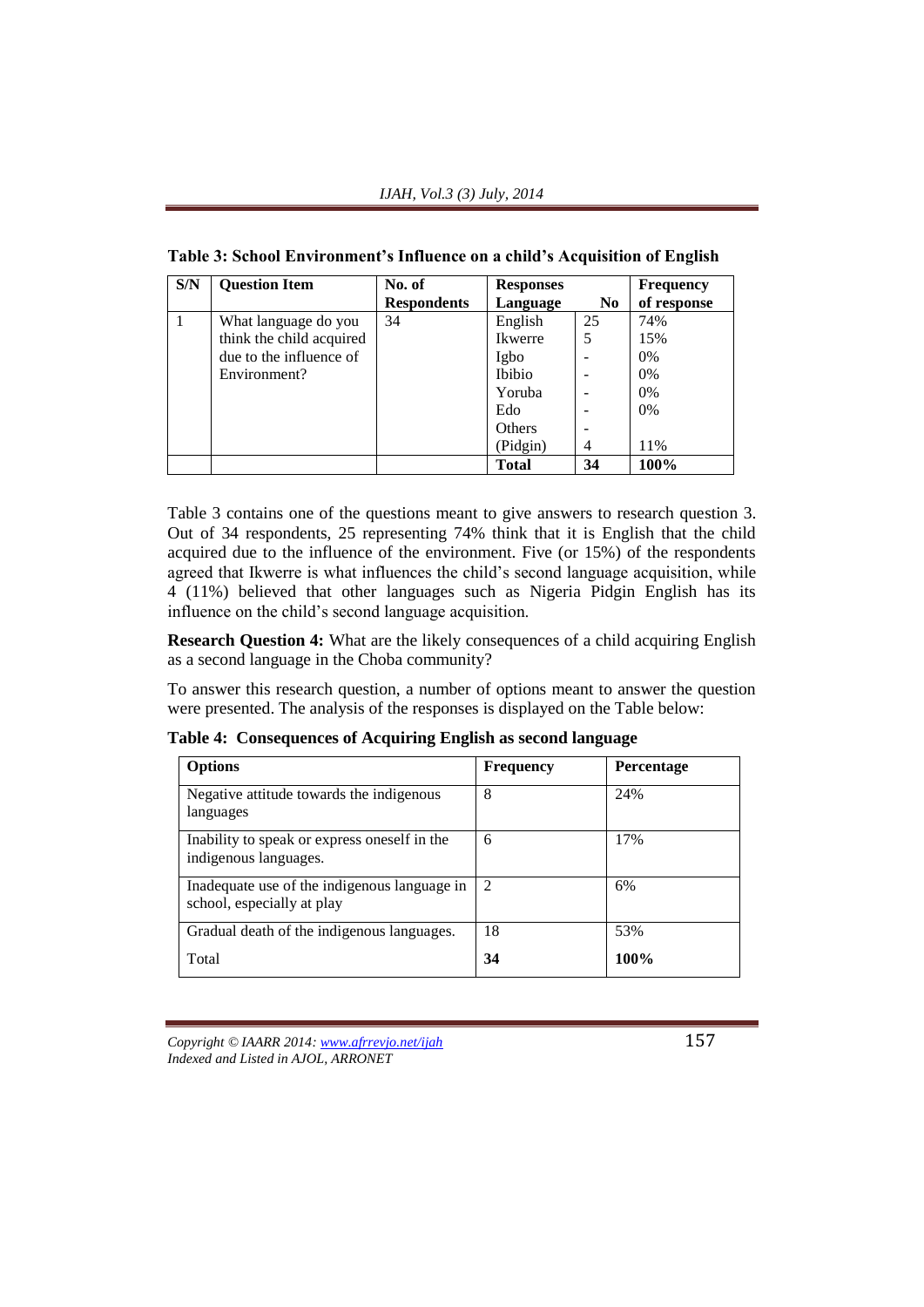**Table 3: School Environment's Influence on a child's Acquisition of English**

| S/N | Question Item | No. of Respondents | Responses Language | No | Frequency of response |
|---|---|---|---|---|---|
| 1 | What language do you think the child acquired due to the influence of Environment? | 34 | English | 25 | 74% |
| | | | Ikwerre | 5 | 15% |
| | | | Igbo | - | 0% |
| | | | Ibibio | - | 0% |
| | | | Yoruba | - | 0% |
| | | | Edo | - | 0% |
| | | | Others | - | |
| | | | (Pidgin) | 4 | 11% |
| | | | **Total** | **34** | **100%** |

Table 3 contains one of the questions meant to give answers to research question 3. Out of 34 respondents, 25 representing 74% think that it is English that the child acquired due to the influence of the environment. Five (or 15%) of the respondents agreed that Ikwerre is what influences the child's second language acquisition, while 4 (11%) believed that other languages such as Nigeria Pidgin English has its influence on the child's second language acquisition.

**Research Question 4:** What are the likely consequences of a child acquiring English as a second language in the Choba community?

To answer this research question, a number of options meant to answer the question were presented. The analysis of the responses is displayed on the Table below:

**Table 4: Consequences of Acquiring English as second language**

| Options | Frequency | Percentage |
|---|---|---|
| Negative attitude towards the indigenous languages | 8 | 24% |
| Inability to speak or express oneself in the indigenous languages. | 6 | 17% |
| Inadequate use of the indigenous language in school, especially at play | 2 | 6% |
| Gradual death of the indigenous languages. | 18 | 53% |
| Total | **34** | **100%** |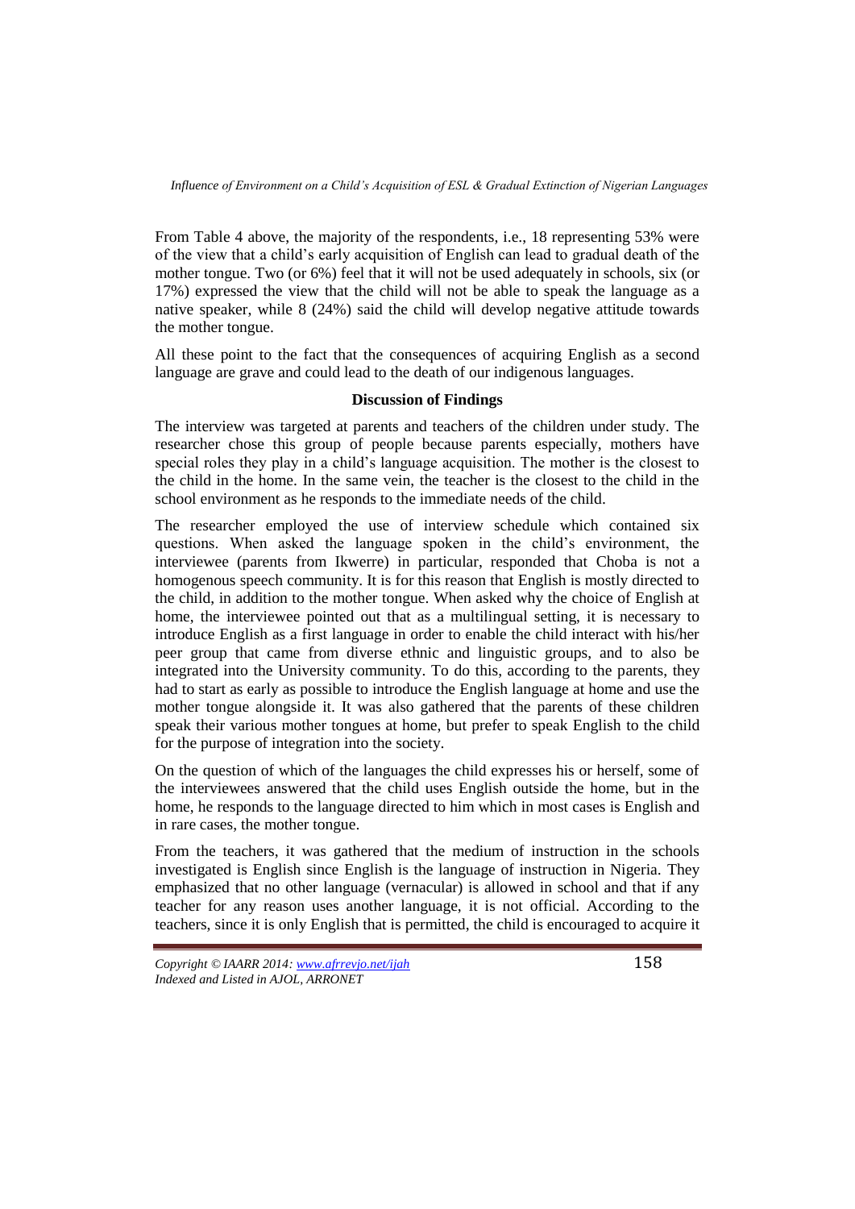From Table 4 above, the majority of the respondents, i.e., 18 representing 53% were of the view that a child's early acquisition of English can lead to gradual death of the mother tongue. Two (or 6%) feel that it will not be used adequately in schools, six (or 17%) expressed the view that the child will not be able to speak the language as a native speaker, while 8 (24%) said the child will develop negative attitude towards the mother tongue.

All these point to the fact that the consequences of acquiring English as a second language are grave and could lead to the death of our indigenous languages.

**Discussion of Findings**

The interview was targeted at parents and teachers of the children under study. The researcher chose this group of people because parents especially, mothers have special roles they play in a child's language acquisition. The mother is the closest to the child in the home. In the same vein, the teacher is the closest to the child in the school environment as he responds to the immediate needs of the child.

The researcher employed the use of interview schedule which contained six questions. When asked the language spoken in the child's environment, the interviewee (parents from Ikwerre) in particular, responded that Choba is not a homogenous speech community. It is for this reason that English is mostly directed to the child, in addition to the mother tongue. When asked why the choice of English at home, the interviewee pointed out that as a multilingual setting, it is necessary to introduce English as a first language in order to enable the child interact with his/her peer group that came from diverse ethnic and linguistic groups, and to also be integrated into the University community. To do this, according to the parents, they had to start as early as possible to introduce the English language at home and use the mother tongue alongside it. It was also gathered that the parents of these children speak their various mother tongues at home, but prefer to speak English to the child for the purpose of integration into the society.

On the question of which of the languages the child expresses his or herself, some of the interviewees answered that the child uses English outside the home, but in the home, he responds to the language directed to him which in most cases is English and in rare cases, the mother tongue.

From the teachers, it was gathered that the medium of instruction in the schools investigated is English since English is the language of instruction in Nigeria. They emphasized that no other language (vernacular) is allowed in school and that if any teacher for any reason uses another language, it is not official. According to the teachers, since it is only English that is permitted, the child is encouraged to acquire it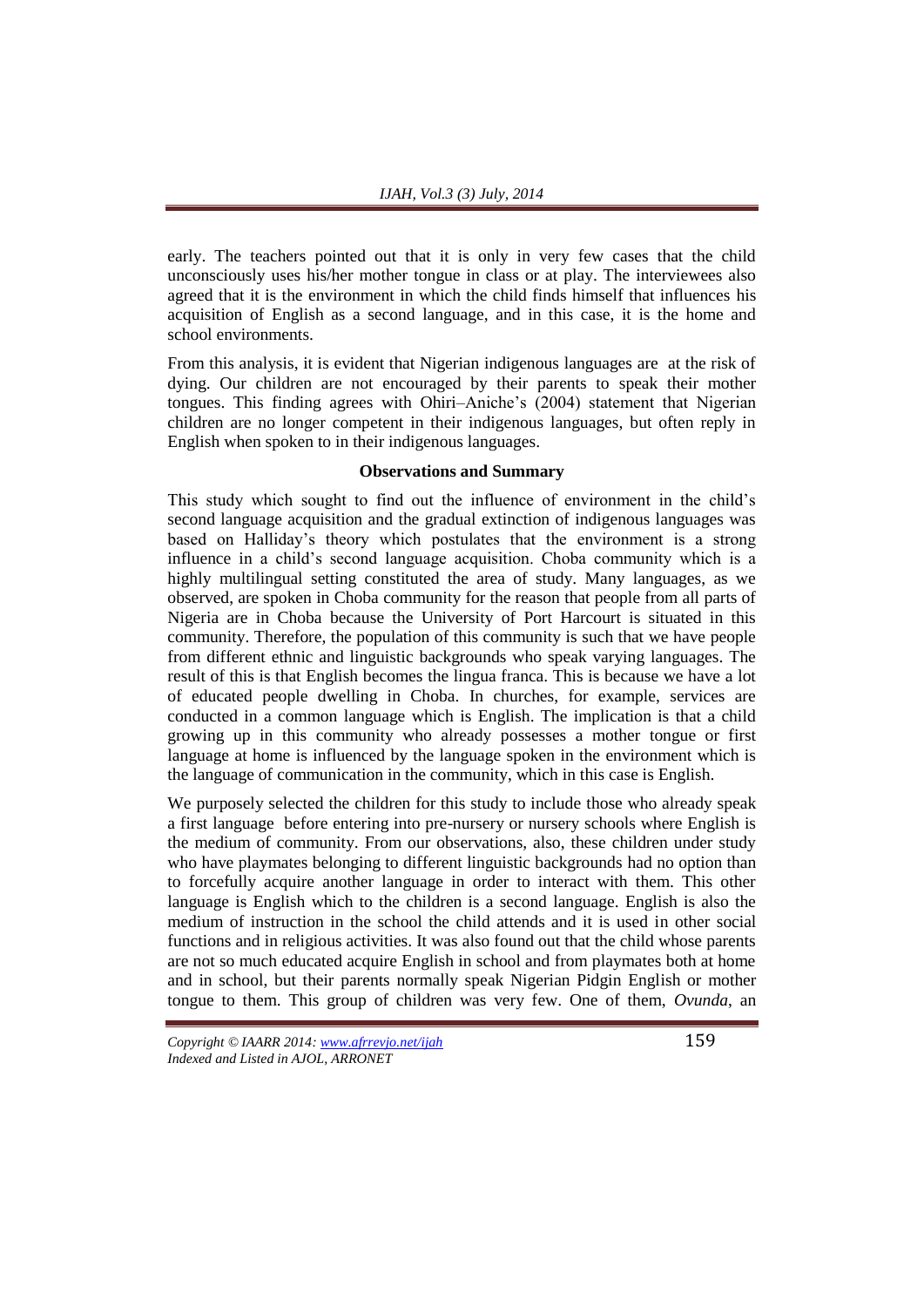early. The teachers pointed out that it is only in very few cases that the child unconsciously uses his/her mother tongue in class or at play. The interviewees also agreed that it is the environment in which the child finds himself that influences his acquisition of English as a second language, and in this case, it is the home and school environments.

From this analysis, it is evident that Nigerian indigenous languages are at the risk of dying. Our children are not encouraged by their parents to speak their mother tongues. This finding agrees with Ohiri–Aniche's (2004) statement that Nigerian children are no longer competent in their indigenous languages, but often reply in English when spoken to in their indigenous languages.

**Observations and Summary**

This study which sought to find out the influence of environment in the child's second language acquisition and the gradual extinction of indigenous languages was based on Halliday's theory which postulates that the environment is a strong influence in a child's second language acquisition. Choba community which is a highly multilingual setting constituted the area of study. Many languages, as we observed, are spoken in Choba community for the reason that people from all parts of Nigeria are in Choba because the University of Port Harcourt is situated in this community. Therefore, the population of this community is such that we have people from different ethnic and linguistic backgrounds who speak varying languages. The result of this is that English becomes the lingua franca. This is because we have a lot of educated people dwelling in Choba. In churches, for example, services are conducted in a common language which is English. The implication is that a child growing up in this community who already possesses a mother tongue or first language at home is influenced by the language spoken in the environment which is the language of communication in the community, which in this case is English.

We purposely selected the children for this study to include those who already speak a first language before entering into pre-nursery or nursery schools where English is the medium of community. From our observations, also, these children under study who have playmates belonging to different linguistic backgrounds had no option than to forcefully acquire another language in order to interact with them. This other language is English which to the children is a second language. English is also the medium of instruction in the school the child attends and it is used in other social functions and in religious activities. It was also found out that the child whose parents are not so much educated acquire English in school and from playmates both at home and in school, but their parents normally speak Nigerian Pidgin English or mother tongue to them. This group of children was very few. One of them, *Ovunda*, an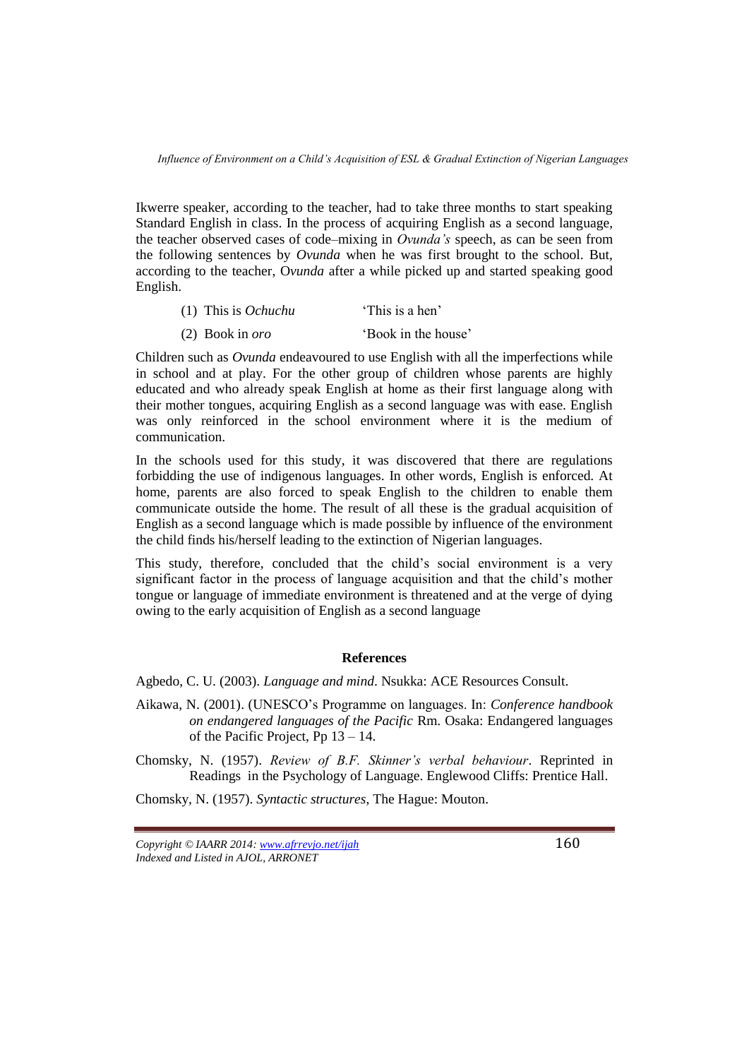Ikwerre speaker, according to the teacher, had to take three months to start speaking Standard English in class. In the process of acquiring English as a second language, the teacher observed cases of code–mixing in *Ovunda's* speech, as can be seen from the following sentences by *Ovunda* when he was first brought to the school. But, according to the teacher, O*vunda* after a while picked up and started speaking good English.

| | |
|---|---|
| (1) This is *Ochuchu* | 'This is a hen' |
| (2) Book in *oro* | 'Book in the house' |

Children such as *Ovunda* endeavoured to use English with all the imperfections while in school and at play. For the other group of children whose parents are highly educated and who already speak English at home as their first language along with their mother tongues, acquiring English as a second language was with ease. English was only reinforced in the school environment where it is the medium of communication.

In the schools used for this study, it was discovered that there are regulations forbidding the use of indigenous languages. In other words, English is enforced. At home, parents are also forced to speak English to the children to enable them communicate outside the home. The result of all these is the gradual acquisition of English as a second language which is made possible by influence of the environment the child finds his/herself leading to the extinction of Nigerian languages.

This study, therefore, concluded that the child's social environment is a very significant factor in the process of language acquisition and that the child's mother tongue or language of immediate environment is threatened and at the verge of dying owing to the early acquisition of English as a second language

## References

Agbedo, C. U. (2003). *Language and mind*. Nsukka: ACE Resources Consult.

Aikawa, N. (2001). (UNESCO's Programme on languages. In: *Conference handbook on endangered languages of the Pacific* Rm. Osaka: Endangered languages of the Pacific Project, Pp 13 – 14.

Chomsky, N. (1957). *Review of B.F. Skinner's verbal behaviour*. Reprinted in Readings in the Psychology of Language. Englewood Cliffs: Prentice Hall.

Chomsky, N. (1957). *Syntactic structures*, The Hague: Mouton.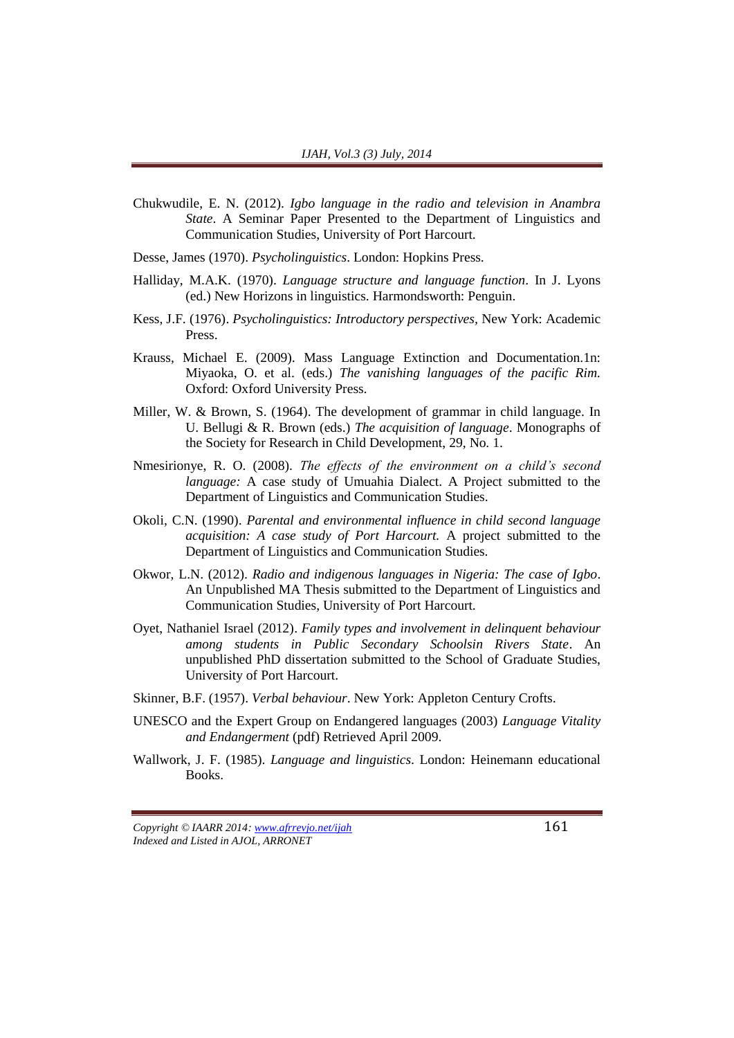Chukwudile, E. N. (2012). *Igbo language in the radio and television in Anambra State*. A Seminar Paper Presented to the Department of Linguistics and Communication Studies, University of Port Harcourt.

Desse, James (1970). *Psycholinguistics*. London: Hopkins Press.

Halliday, M.A.K. (1970). *Language structure and language function*. In J. Lyons (ed.) New Horizons in linguistics. Harmondsworth: Penguin.

Kess, J.F. (1976). *Psycholinguistics: Introductory perspectives*, New York: Academic Press.

Krauss, Michael E. (2009). Mass Language Extinction and Documentation.1n: Miyaoka, O. et al. (eds.) *The vanishing languages of the pacific Rim.* Oxford: Oxford University Press.

Miller, W. & Brown, S. (1964). The development of grammar in child language. In U. Bellugi & R. Brown (eds.) *The acquisition of language*. Monographs of the Society for Research in Child Development, 29, No. 1.

Nmesirionye, R. O. (2008). *The effects of the environment on a child's second language:* A case study of Umuahia Dialect. A Project submitted to the Department of Linguistics and Communication Studies.

Okoli, C.N. (1990). *Parental and environmental influence in child second language acquisition: A case study of Port Harcourt.* A project submitted to the Department of Linguistics and Communication Studies.

Okwor, L.N. (2012). *Radio and indigenous languages in Nigeria: The case of Igbo*. An Unpublished MA Thesis submitted to the Department of Linguistics and Communication Studies, University of Port Harcourt.

Oyet, Nathaniel Israel (2012). *Family types and involvement in delinquent behaviour among students in Public Secondary Schoolsin Rivers State*. An unpublished PhD dissertation submitted to the School of Graduate Studies, University of Port Harcourt.

Skinner, B.F. (1957). *Verbal behaviour*. New York: Appleton Century Crofts.

UNESCO and the Expert Group on Endangered languages (2003) *Language Vitality and Endangerment* (pdf) Retrieved April 2009.

Wallwork, J. F. (1985). *Language and linguistics*. London: Heinemann educational Books.